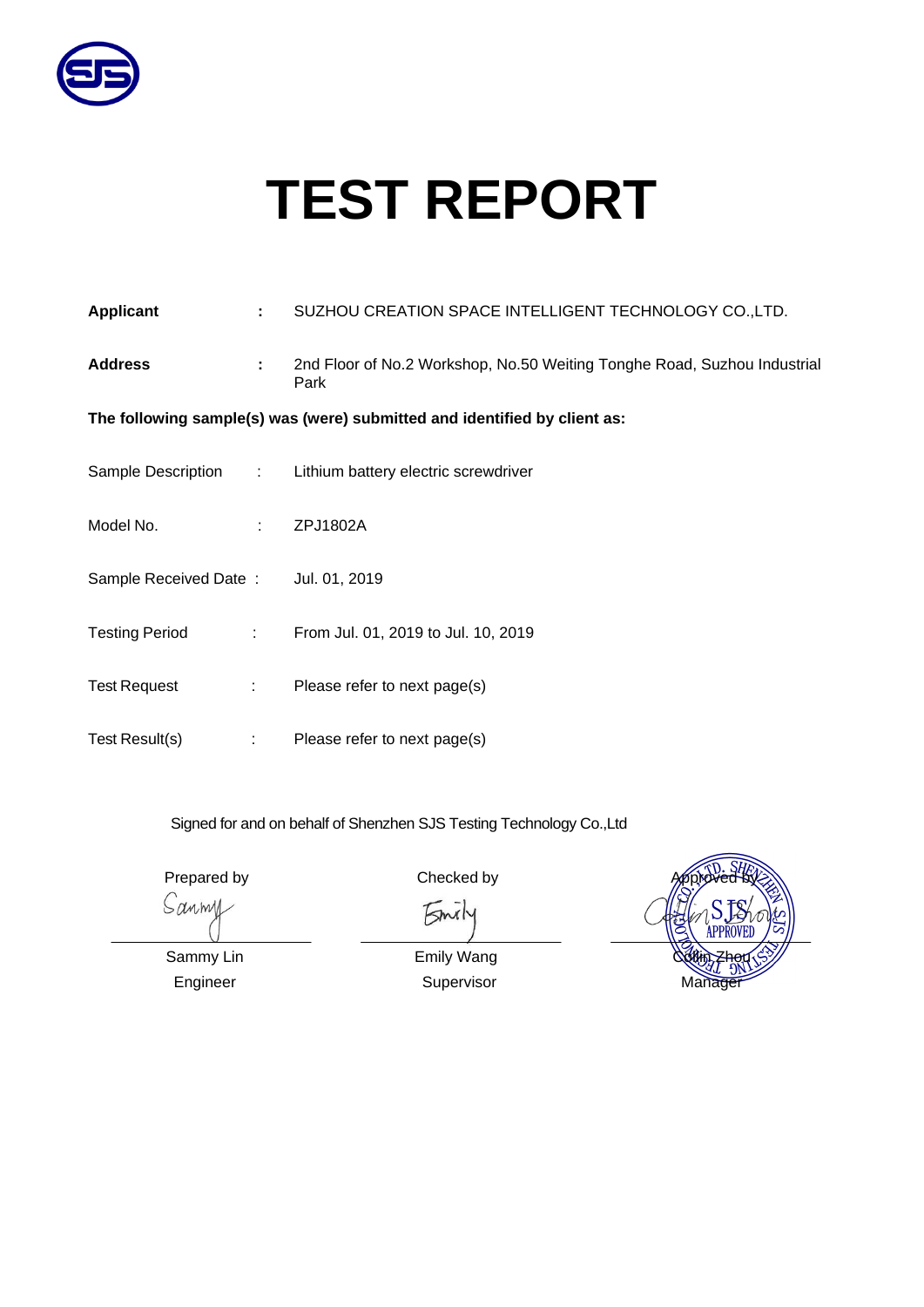# TEST REPORT

**Applicant** **:** SUZHOU CREATION SPACE INTELLIGENT TECHNOLOGY CO.,LTD.

**Address** **:** 2nd Floor of No.2 Workshop, No.50 Weiting Tonghe Road, Suzhou Industrial Park

**The following sample(s) was (were) submitted and identified by client as:**

Sample Description : Lithium battery electric screwdriver

Model No. : ZPJ1802A

Sample Received Date : Jul. 01, 2019

Testing Period : From Jul. 01, 2019 to Jul. 10, 2019

Test Request : Please refer to next page(s)

Test Result(s) : Please refer to next page(s)

Signed for and on behalf of Shenzhen SJS Testing Technology Co.,Ltd

| Prepared by | Checked by | Approved by |
|---|---|---|
| Sammy Lin | Emily Wang | Collin Zhou |
| Engineer | Supervisor | Manager |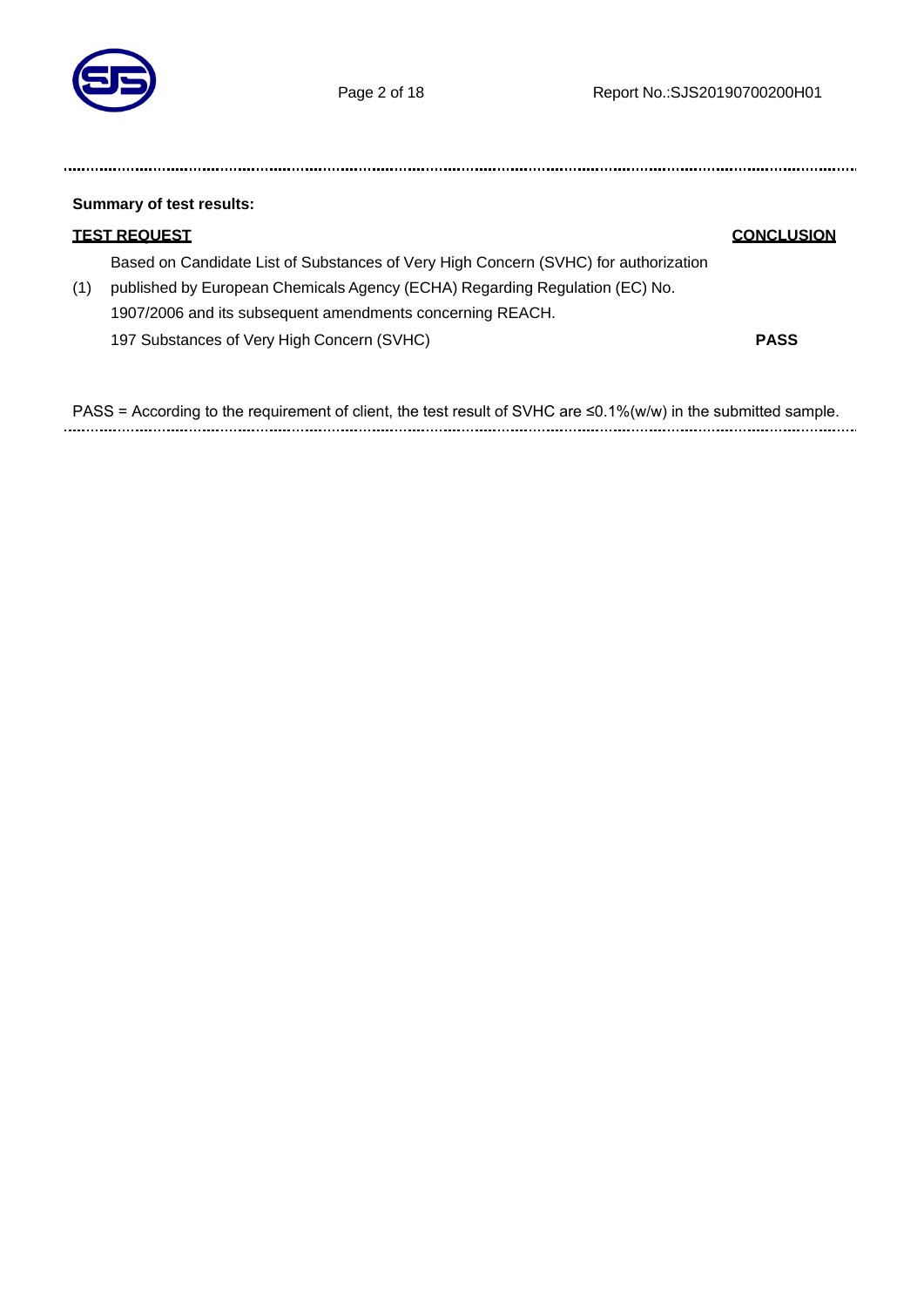**Summary of test results:**

| TEST REQUEST | | CONCLUSION |
|---|---|---|
| (1) | Based on Candidate List of Substances of Very High Concern (SVHC) for authorization published by European Chemicals Agency (ECHA) Regarding Regulation (EC) No. 1907/2006 and its subsequent amendments concerning REACH. 197 Substances of Very High Concern (SVHC) | **PASS** |

PASS = According to the requirement of client, the test result of SVHC are ≤0.1%(w/w) in the submitted sample.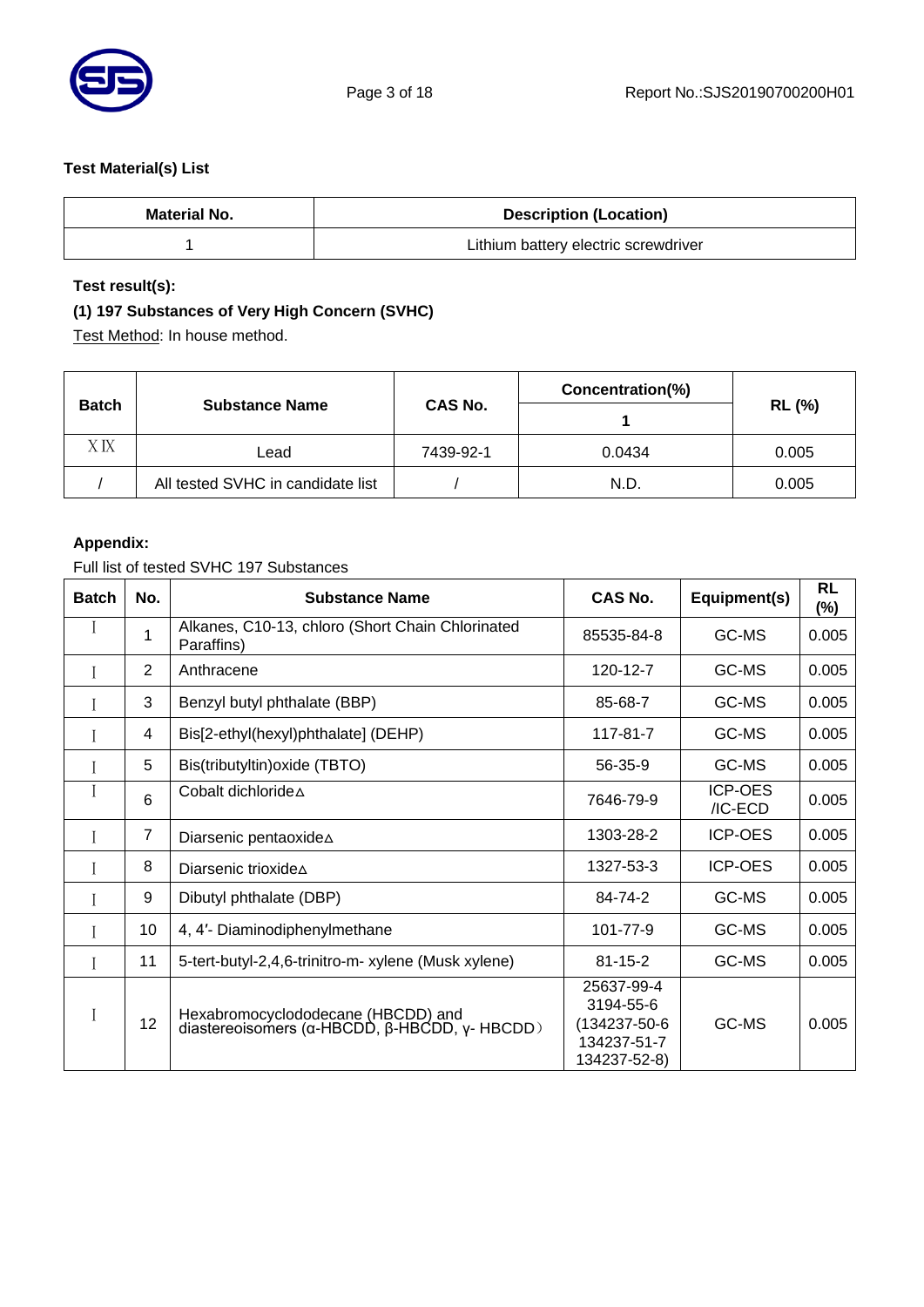**Test Material(s) List**

| Material No. | Description (Location) |
| --- | --- |
| 1 | Lithium battery electric screwdriver |

**Test result(s):**

**(1) 197 Substances of Very High Concern (SVHC)**

Test Method: In house method.

| Batch | Substance Name | CAS No. | Concentration(%) | RL (%) |
| --- | --- | --- | --- | --- |
| | | | 1 | |
| XIX | Lead | 7439-92-1 | 0.0434 | 0.005 |
| / | All tested SVHC in candidate list | / | N.D. | 0.005 |

**Appendix:**

Full list of tested SVHC 197 Substances

| Batch | No. | Substance Name | CAS No. | Equipment(s) | RL (%) |
| --- | --- | --- | --- | --- | --- |
| I | 1 | Alkanes, C10-13, chloro (Short Chain Chlorinated Paraffins) | 85535-84-8 | GC-MS | 0.005 |
| I | 2 | Anthracene | 120-12-7 | GC-MS | 0.005 |
| I | 3 | Benzyl butyl phthalate (BBP) | 85-68-7 | GC-MS | 0.005 |
| I | 4 | Bis[2-ethyl(hexyl)phthalate] (DEHP) | 117-81-7 | GC-MS | 0.005 |
| I | 5 | Bis(tributyltin)oxide (TBTO) | 56-35-9 | GC-MS | 0.005 |
| I | 6 | Cobalt dichloride△ | 7646-79-9 | ICP-OES /IC-ECD | 0.005 |
| I | 7 | Diarsenic pentaoxide△ | 1303-28-2 | ICP-OES | 0.005 |
| I | 8 | Diarsenic trioxide△ | 1327-53-3 | ICP-OES | 0.005 |
| I | 9 | Dibutyl phthalate (DBP) | 84-74-2 | GC-MS | 0.005 |
| I | 10 | 4, 4′- Diaminodiphenylmethane | 101-77-9 | GC-MS | 0.005 |
| I | 11 | 5-tert-butyl-2,4,6-trinitro-m- xylene (Musk xylene) | 81-15-2 | GC-MS | 0.005 |
| I | 12 | Hexabromocyclododecane (HBCDD) and diastereoisomers (α-HBCDD, β-HBCDD, γ- HBCDD) | 25637-99-4 3194-55-6 (134237-50-6 134237-51-7 134237-52-8) | GC-MS | 0.005 |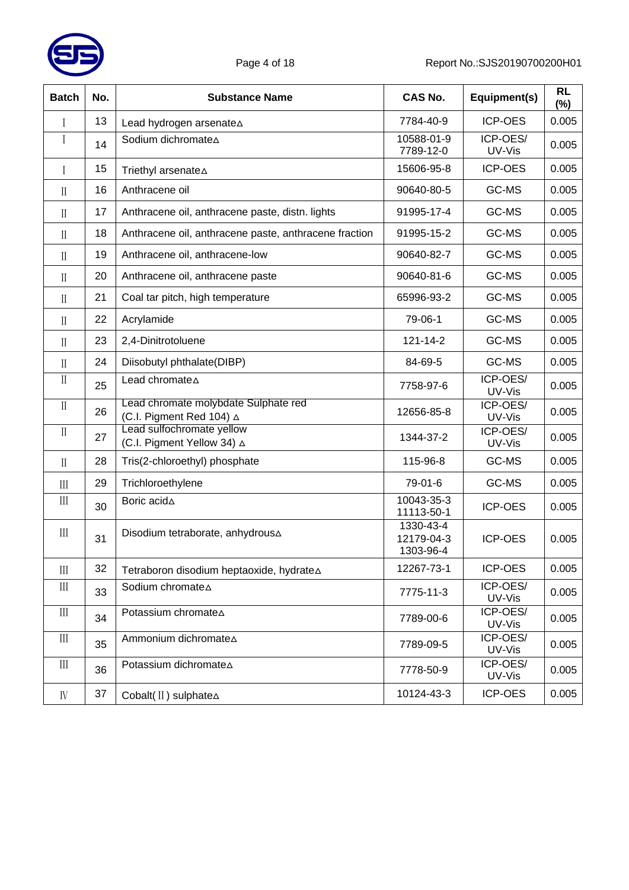| Batch | No. | Substance Name | CAS No. | Equipment(s) | RL (%) |
|---|---|---|---|---|---|
| Ⅰ | 13 | Lead hydrogen arsenate△ | 7784-40-9 | ICP-OES | 0.005 |
| Ⅰ | 14 | Sodium dichromate△ | 10588-01-9<br>7789-12-0 | ICP-OES/<br>UV-Vis | 0.005 |
| Ⅰ | 15 | Triethyl arsenate△ | 15606-95-8 | ICP-OES | 0.005 |
| Ⅱ | 16 | Anthracene oil | 90640-80-5 | GC-MS | 0.005 |
| Ⅱ | 17 | Anthracene oil, anthracene paste, distn. lights | 91995-17-4 | GC-MS | 0.005 |
| Ⅱ | 18 | Anthracene oil, anthracene paste, anthracene fraction | 91995-15-2 | GC-MS | 0.005 |
| Ⅱ | 19 | Anthracene oil, anthracene-low | 90640-82-7 | GC-MS | 0.005 |
| Ⅱ | 20 | Anthracene oil, anthracene paste | 90640-81-6 | GC-MS | 0.005 |
| Ⅱ | 21 | Coal tar pitch, high temperature | 65996-93-2 | GC-MS | 0.005 |
| Ⅱ | 22 | Acrylamide | 79-06-1 | GC-MS | 0.005 |
| Ⅱ | 23 | 2,4-Dinitrotoluene | 121-14-2 | GC-MS | 0.005 |
| Ⅱ | 24 | Diisobutyl phthalate(DIBP) | 84-69-5 | GC-MS | 0.005 |
| Ⅱ | 25 | Lead chromate△ | 7758-97-6 | ICP-OES/<br>UV-Vis | 0.005 |
| Ⅱ | 26 | Lead chromate molybdate Sulphate red<br>(C.I. Pigment Red 104) △ | 12656-85-8 | ICP-OES/<br>UV-Vis | 0.005 |
| Ⅱ | 27 | Lead sulfochromate yellow<br>(C.I. Pigment Yellow 34) △ | 1344-37-2 | ICP-OES/<br>UV-Vis | 0.005 |
| Ⅱ | 28 | Tris(2-chloroethyl) phosphate | 115-96-8 | GC-MS | 0.005 |
| Ⅲ | 29 | Trichloroethylene | 79-01-6 | GC-MS | 0.005 |
| Ⅲ | 30 | Boric acid△ | 10043-35-3<br>11113-50-1 | ICP-OES | 0.005 |
| Ⅲ | 31 | Disodium tetraborate, anhydrous△ | 1330-43-4<br>12179-04-3<br>1303-96-4 | ICP-OES | 0.005 |
| Ⅲ | 32 | Tetraboron disodium heptaoxide, hydrate△ | 12267-73-1 | ICP-OES | 0.005 |
| Ⅲ | 33 | Sodium chromate△ | 7775-11-3 | ICP-OES/<br>UV-Vis | 0.005 |
| Ⅲ | 34 | Potassium chromate△ | 7789-00-6 | ICP-OES/<br>UV-Vis | 0.005 |
| Ⅲ | 35 | Ammonium dichromate△ | 7789-09-5 | ICP-OES/<br>UV-Vis | 0.005 |
| Ⅲ | 36 | Potassium dichromate△ | 7778-50-9 | ICP-OES/<br>UV-Vis | 0.005 |
| Ⅳ | 37 | Cobalt(Ⅱ) sulphate△ | 10124-43-3 | ICP-OES | 0.005 |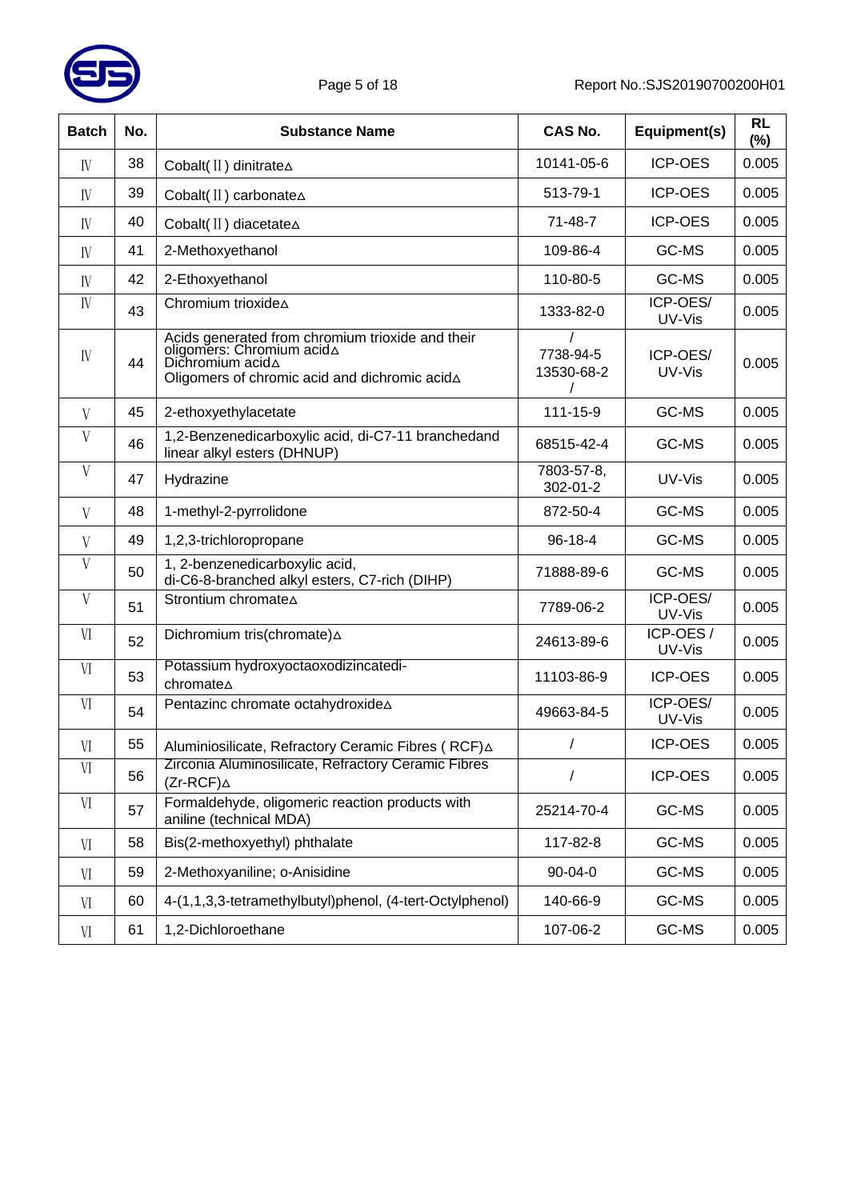| Batch | No. | Substance Name | CAS No. | Equipment(s) | RL (%) |
|---|---|---|---|---|---|
| Ⅳ | 38 | Cobalt(Ⅱ) dinitrate∆ | 10141-05-6 | ICP-OES | 0.005 |
| Ⅳ | 39 | Cobalt(Ⅱ) carbonate∆ | 513-79-1 | ICP-OES | 0.005 |
| Ⅳ | 40 | Cobalt(Ⅱ) diacetate∆ | 71-48-7 | ICP-OES | 0.005 |
| Ⅳ | 41 | 2-Methoxyethanol | 109-86-4 | GC-MS | 0.005 |
| Ⅳ | 42 | 2-Ethoxyethanol | 110-80-5 | GC-MS | 0.005 |
| Ⅳ | 43 | Chromium trioxide∆ | 1333-82-0 | ICP-OES/ UV-Vis | 0.005 |
| Ⅳ | 44 | Acids generated from chromium trioxide and their oligomers: Chromium acid∆ Dichromium acid∆ Oligomers of chromic acid and dichromic acid∆ | / 7738-94-5 13530-68-2 / | ICP-OES/ UV-Vis | 0.005 |
| Ⅴ | 45 | 2-ethoxyethylacetate | 111-15-9 | GC-MS | 0.005 |
| Ⅴ | 46 | 1,2-Benzenedicarboxylic acid, di-C7-11 branchedand linear alkyl esters (DHNUP) | 68515-42-4 | GC-MS | 0.005 |
| Ⅴ | 47 | Hydrazine | 7803-57-8, 302-01-2 | UV-Vis | 0.005 |
| Ⅴ | 48 | 1-methyl-2-pyrrolidone | 872-50-4 | GC-MS | 0.005 |
| Ⅴ | 49 | 1,2,3-trichloropropane | 96-18-4 | GC-MS | 0.005 |
| Ⅴ | 50 | 1, 2-benzenedicarboxylic acid, di-C6-8-branched alkyl esters, C7-rich (DIHP) | 71888-89-6 | GC-MS | 0.005 |
| Ⅴ | 51 | Strontium chromate∆ | 7789-06-2 | ICP-OES/ UV-Vis | 0.005 |
| Ⅵ | 52 | Dichromium tris(chromate)∆ | 24613-89-6 | ICP-OES / UV-Vis | 0.005 |
| Ⅵ | 53 | Potassium hydroxyoctaoxodizincatedi-chromate∆ | 11103-86-9 | ICP-OES | 0.005 |
| Ⅵ | 54 | Pentazinc chromate octahydroxide∆ | 49663-84-5 | ICP-OES/ UV-Vis | 0.005 |
| Ⅵ | 55 | Aluminiosilicate, Refractory Ceramic Fibres ( RCF)∆ | / | ICP-OES | 0.005 |
| Ⅵ | 56 | Zirconia Aluminosilicate, Refractory Ceramic Fibres (Zr-RCF)∆ | / | ICP-OES | 0.005 |
| Ⅵ | 57 | Formaldehyde, oligomeric reaction products with aniline (technical MDA) | 25214-70-4 | GC-MS | 0.005 |
| Ⅵ | 58 | Bis(2-methoxyethyl) phthalate | 117-82-8 | GC-MS | 0.005 |
| Ⅵ | 59 | 2-Methoxyaniline; o-Anisidine | 90-04-0 | GC-MS | 0.005 |
| Ⅵ | 60 | 4-(1,1,3,3-tetramethylbutyl)phenol, (4-tert-Octylphenol) | 140-66-9 | GC-MS | 0.005 |
| Ⅵ | 61 | 1,2-Dichloroethane | 107-06-2 | GC-MS | 0.005 |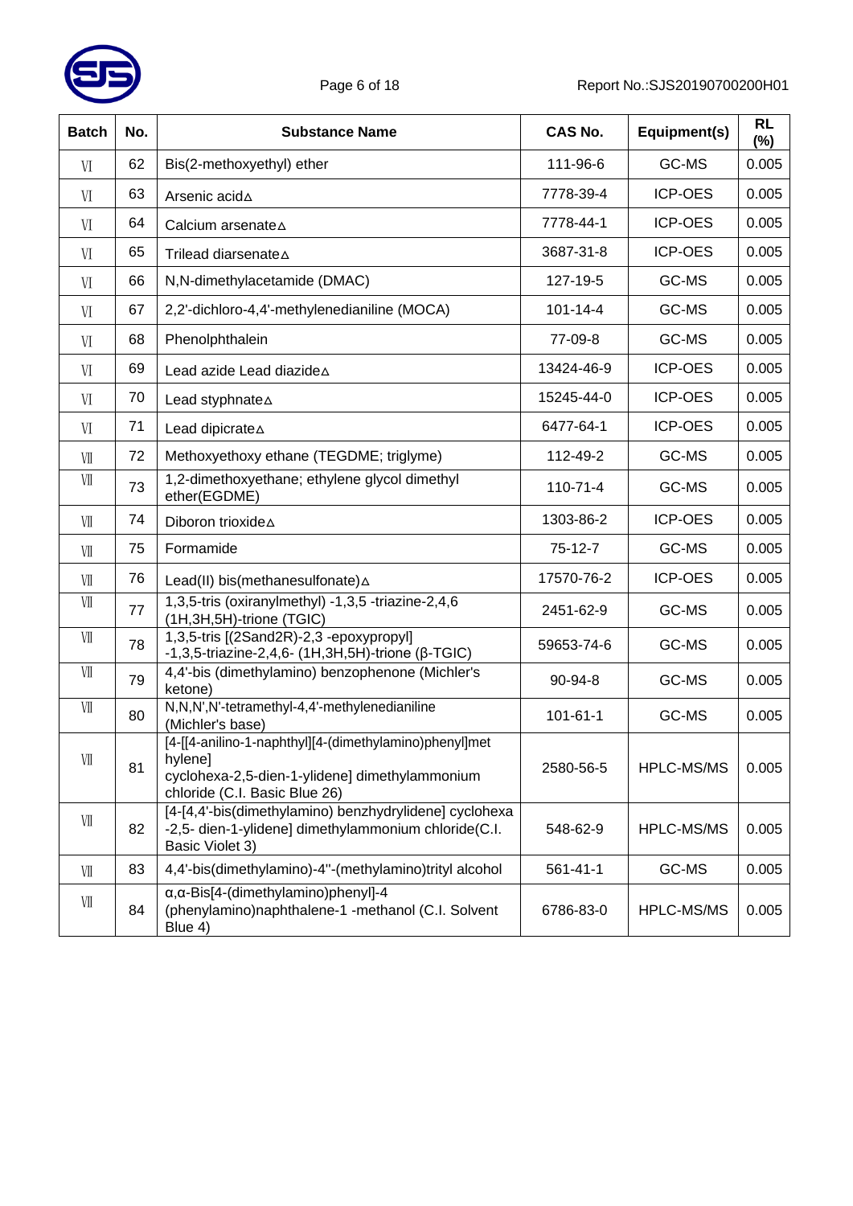| Batch | No. | Substance Name | CAS No. | Equipment(s) | RL (%) |
|---|---|---|---|---|---|
| Ⅵ | 62 | Bis(2-methoxyethyl) ether | 111-96-6 | GC-MS | 0.005 |
| Ⅵ | 63 | Arsenic acid△ | 7778-39-4 | ICP-OES | 0.005 |
| Ⅵ | 64 | Calcium arsenate△ | 7778-44-1 | ICP-OES | 0.005 |
| Ⅵ | 65 | Trilead diarsenate△ | 3687-31-8 | ICP-OES | 0.005 |
| Ⅵ | 66 | N,N-dimethylacetamide (DMAC) | 127-19-5 | GC-MS | 0.005 |
| Ⅵ | 67 | 2,2'-dichloro-4,4'-methylenedianiline (MOCA) | 101-14-4 | GC-MS | 0.005 |
| Ⅵ | 68 | Phenolphthalein | 77-09-8 | GC-MS | 0.005 |
| Ⅵ | 69 | Lead azide Lead diazide△ | 13424-46-9 | ICP-OES | 0.005 |
| Ⅵ | 70 | Lead styphnate△ | 15245-44-0 | ICP-OES | 0.005 |
| Ⅵ | 71 | Lead dipicrate△ | 6477-64-1 | ICP-OES | 0.005 |
| Ⅶ | 72 | Methoxyethoxy ethane (TEGDME; triglyme) | 112-49-2 | GC-MS | 0.005 |
| Ⅶ | 73 | 1,2-dimethoxyethane; ethylene glycol dimethyl ether(EGDME) | 110-71-4 | GC-MS | 0.005 |
| Ⅶ | 74 | Diboron trioxide△ | 1303-86-2 | ICP-OES | 0.005 |
| Ⅶ | 75 | Formamide | 75-12-7 | GC-MS | 0.005 |
| Ⅶ | 76 | Lead(II) bis(methanesulfonate)△ | 17570-76-2 | ICP-OES | 0.005 |
| Ⅶ | 77 | 1,3,5-tris (oxiranylmethyl) -1,3,5 -triazine-2,4,6 (1H,3H,5H)-trione (TGIC) | 2451-62-9 | GC-MS | 0.005 |
| Ⅶ | 78 | 1,3,5-tris [(2Sand2R)-2,3 -epoxypropyl] -1,3,5-triazine-2,4,6- (1H,3H,5H)-trione (β-TGIC) | 59653-74-6 | GC-MS | 0.005 |
| Ⅶ | 79 | 4,4'-bis (dimethylamino) benzophenone (Michler's ketone) | 90-94-8 | GC-MS | 0.005 |
| Ⅶ | 80 | N,N,N',N'-tetramethyl-4,4'-methylenedianiline (Michler's base) | 101-61-1 | GC-MS | 0.005 |
| Ⅶ | 81 | [4-[[4-anilino-1-naphthyl][4-(dimethylamino)phenyl]methylene] cyclohexa-2,5-dien-1-ylidene] dimethylammonium chloride (C.I. Basic Blue 26) | 2580-56-5 | HPLC-MS/MS | 0.005 |
| Ⅶ | 82 | [4-[4,4'-bis(dimethylamino) benzhydrylidene] cyclohexa -2,5- dien-1-ylidene] dimethylammonium chloride(C.I. Basic Violet 3) | 548-62-9 | HPLC-MS/MS | 0.005 |
| Ⅶ | 83 | 4,4'-bis(dimethylamino)-4''-(methylamino)trityl alcohol | 561-41-1 | GC-MS | 0.005 |
| Ⅶ | 84 | α,α-Bis[4-(dimethylamino)phenyl]-4 (phenylamino)naphthalene-1 -methanol (C.I. Solvent Blue 4) | 6786-83-0 | HPLC-MS/MS | 0.005 |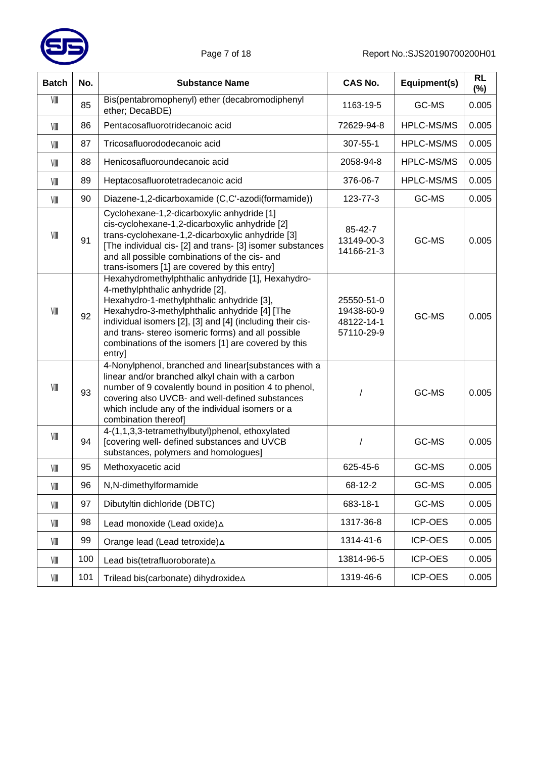| Batch | No. | Substance Name | CAS No. | Equipment(s) | RL (%) |
|---|---|---|---|---|---|
| Ⅷ | 85 | Bis(pentabromophenyl) ether (decabromodiphenyl ether; DecaBDE) | 1163-19-5 | GC-MS | 0.005 |
| Ⅷ | 86 | Pentacosafluorotridecanoic acid | 72629-94-8 | HPLC-MS/MS | 0.005 |
| Ⅷ | 87 | Tricosafluorododecanoic acid | 307-55-1 | HPLC-MS/MS | 0.005 |
| Ⅷ | 88 | Henicosafluoroundecanoic acid | 2058-94-8 | HPLC-MS/MS | 0.005 |
| Ⅷ | 89 | Heptacosafluorotetradecanoic acid | 376-06-7 | HPLC-MS/MS | 0.005 |
| Ⅷ | 90 | Diazene-1,2-dicarboxamide (C,C'-azodi(formamide)) | 123-77-3 | GC-MS | 0.005 |
| Ⅷ | 91 | Cyclohexane-1,2-dicarboxylic anhydride [1] cis-cyclohexane-1,2-dicarboxylic anhydride [2] trans-cyclohexane-1,2-dicarboxylic anhydride [3] [The individual cis- [2] and trans- [3] isomer substances and all possible combinations of the cis- and trans-isomers [1] are covered by this entry] | 85-42-7<br>13149-00-3<br>14166-21-3 | GC-MS | 0.005 |
| Ⅷ | 92 | Hexahydromethylphthalic anhydride [1], Hexahydro-4-methylphthalic anhydride [2], Hexahydro-1-methylphthalic anhydride [3], Hexahydro-3-methylphthalic anhydride [4] [The individual isomers [2], [3] and [4] (including their cis- and trans- stereo isomeric forms) and all possible combinations of the isomers [1] are covered by this entry] | 25550-51-0<br>19438-60-9<br>48122-14-1<br>57110-29-9 | GC-MS | 0.005 |
| Ⅷ | 93 | 4-Nonylphenol, branched and linear[substances with a linear and/or branched alkyl chain with a carbon number of 9 covalently bound in position 4 to phenol, covering also UVCB- and well-defined substances which include any of the individual isomers or a combination thereof] | / | GC-MS | 0.005 |
| Ⅷ | 94 | 4-(1,1,3,3-tetramethylbutyl)phenol, ethoxylated [covering well- defined substances and UVCB substances, polymers and homologues] | / | GC-MS | 0.005 |
| Ⅷ | 95 | Methoxyacetic acid | 625-45-6 | GC-MS | 0.005 |
| Ⅷ | 96 | N,N-dimethylformamide | 68-12-2 | GC-MS | 0.005 |
| Ⅷ | 97 | Dibutyltin dichloride (DBTC) | 683-18-1 | GC-MS | 0.005 |
| Ⅷ | 98 | Lead monoxide (Lead oxide)△ | 1317-36-8 | ICP-OES | 0.005 |
| Ⅷ | 99 | Orange lead (Lead tetroxide)△ | 1314-41-6 | ICP-OES | 0.005 |
| Ⅷ | 100 | Lead bis(tetrafluoroborate)△ | 13814-96-5 | ICP-OES | 0.005 |
| Ⅷ | 101 | Trilead bis(carbonate) dihydroxide△ | 1319-46-6 | ICP-OES | 0.005 |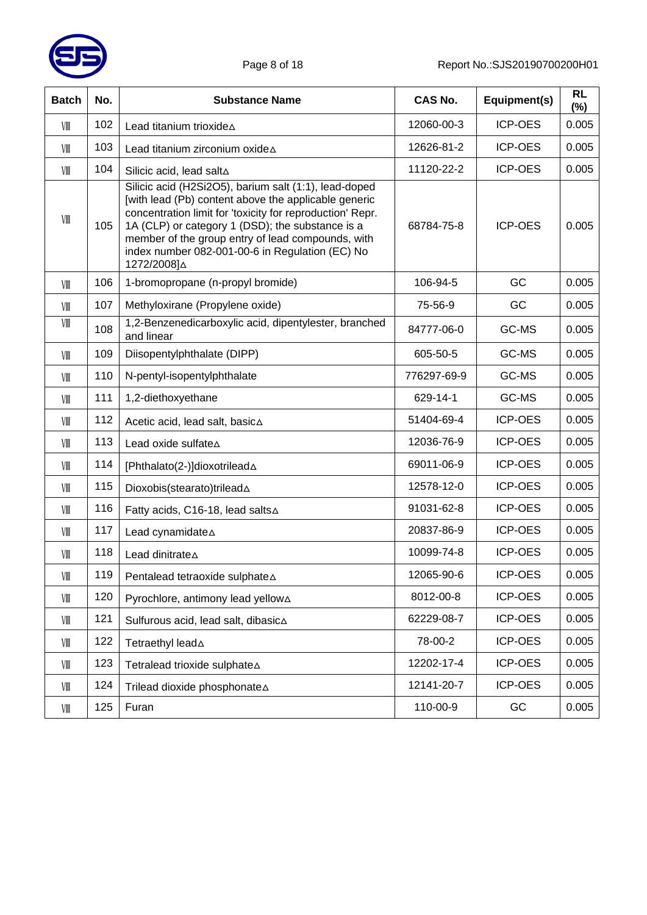| Batch | No. | Substance Name | CAS No. | Equipment(s) | RL (%) |
|---|---|---|---|---|---|
| Ⅷ | 102 | Lead titanium trioxide△ | 12060-00-3 | ICP-OES | 0.005 |
| Ⅷ | 103 | Lead titanium zirconium oxide△ | 12626-81-2 | ICP-OES | 0.005 |
| Ⅷ | 104 | Silicic acid, lead salt△ | 11120-22-2 | ICP-OES | 0.005 |
| Ⅷ | 105 | Silicic acid (H2Si2O5), barium salt (1:1), lead-doped [with lead (Pb) content above the applicable generic concentration limit for 'toxicity for reproduction' Repr. 1A (CLP) or category 1 (DSD); the substance is a member of the group entry of lead compounds, with index number 082-001-00-6 in Regulation (EC) No 1272/2008]△ | 68784-75-8 | ICP-OES | 0.005 |
| Ⅷ | 106 | 1-bromopropane (n-propyl bromide) | 106-94-5 | GC | 0.005 |
| Ⅷ | 107 | Methyloxirane (Propylene oxide) | 75-56-9 | GC | 0.005 |
| Ⅷ | 108 | 1,2-Benzenedicarboxylic acid, dipentylester, branched and linear | 84777-06-0 | GC-MS | 0.005 |
| Ⅷ | 109 | Diisopentylphthalate (DIPP) | 605-50-5 | GC-MS | 0.005 |
| Ⅷ | 110 | N-pentyl-isopentylphthalate | 776297-69-9 | GC-MS | 0.005 |
| Ⅷ | 111 | 1,2-diethoxyethane | 629-14-1 | GC-MS | 0.005 |
| Ⅷ | 112 | Acetic acid, lead salt, basic△ | 51404-69-4 | ICP-OES | 0.005 |
| Ⅷ | 113 | Lead oxide sulfate△ | 12036-76-9 | ICP-OES | 0.005 |
| Ⅷ | 114 | [Phthalato(2-)]dioxotrilead△ | 69011-06-9 | ICP-OES | 0.005 |
| Ⅷ | 115 | Dioxobis(stearato)trilead△ | 12578-12-0 | ICP-OES | 0.005 |
| Ⅷ | 116 | Fatty acids, C16-18, lead salts△ | 91031-62-8 | ICP-OES | 0.005 |
| Ⅷ | 117 | Lead cynamidate△ | 20837-86-9 | ICP-OES | 0.005 |
| Ⅷ | 118 | Lead dinitrate△ | 10099-74-8 | ICP-OES | 0.005 |
| Ⅷ | 119 | Pentalead tetraoxide sulphate△ | 12065-90-6 | ICP-OES | 0.005 |
| Ⅷ | 120 | Pyrochlore, antimony lead yellow△ | 8012-00-8 | ICP-OES | 0.005 |
| Ⅷ | 121 | Sulfurous acid, lead salt, dibasic△ | 62229-08-7 | ICP-OES | 0.005 |
| Ⅷ | 122 | Tetraethyl lead△ | 78-00-2 | ICP-OES | 0.005 |
| Ⅷ | 123 | Tetralead trioxide sulphate△ | 12202-17-4 | ICP-OES | 0.005 |
| Ⅷ | 124 | Trilead dioxide phosphonate△ | 12141-20-7 | ICP-OES | 0.005 |
| Ⅷ | 125 | Furan | 110-00-9 | GC | 0.005 |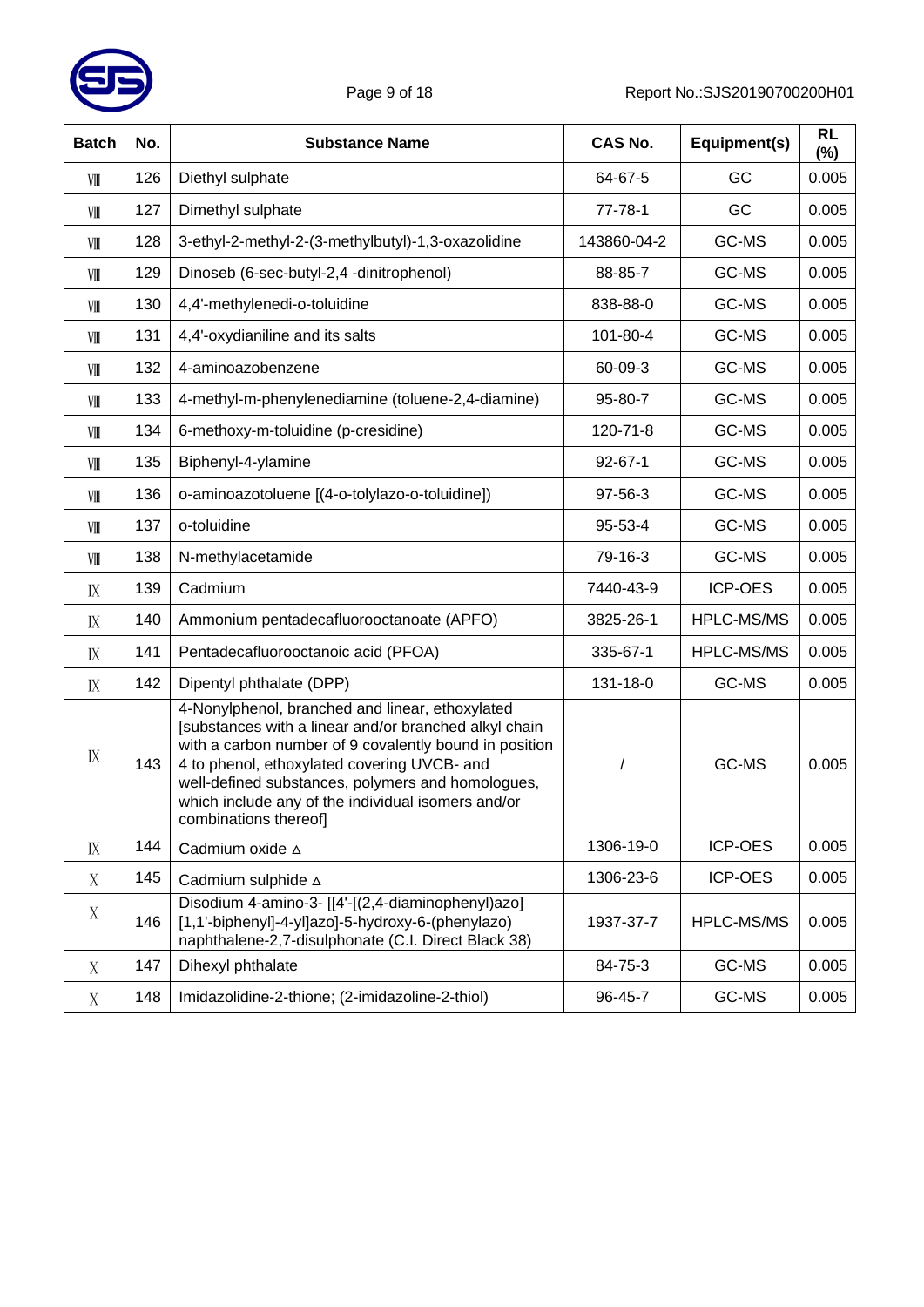| Batch | No. | Substance Name | CAS No. | Equipment(s) | RL (%) |
| --- | --- | --- | --- | --- | --- |
| Ⅷ | 126 | Diethyl sulphate | 64-67-5 | GC | 0.005 |
| Ⅷ | 127 | Dimethyl sulphate | 77-78-1 | GC | 0.005 |
| Ⅷ | 128 | 3-ethyl-2-methyl-2-(3-methylbutyl)-1,3-oxazolidine | 143860-04-2 | GC-MS | 0.005 |
| Ⅷ | 129 | Dinoseb (6-sec-butyl-2,4 -dinitrophenol) | 88-85-7 | GC-MS | 0.005 |
| Ⅷ | 130 | 4,4'-methylenedi-o-toluidine | 838-88-0 | GC-MS | 0.005 |
| Ⅷ | 131 | 4,4'-oxydianiline and its salts | 101-80-4 | GC-MS | 0.005 |
| Ⅷ | 132 | 4-aminoazobenzene | 60-09-3 | GC-MS | 0.005 |
| Ⅷ | 133 | 4-methyl-m-phenylenediamine (toluene-2,4-diamine) | 95-80-7 | GC-MS | 0.005 |
| Ⅷ | 134 | 6-methoxy-m-toluidine (p-cresidine) | 120-71-8 | GC-MS | 0.005 |
| Ⅷ | 135 | Biphenyl-4-ylamine | 92-67-1 | GC-MS | 0.005 |
| Ⅷ | 136 | o-aminoazotoluene [(4-o-tolylazo-o-toluidine]) | 97-56-3 | GC-MS | 0.005 |
| Ⅷ | 137 | o-toluidine | 95-53-4 | GC-MS | 0.005 |
| Ⅷ | 138 | N-methylacetamide | 79-16-3 | GC-MS | 0.005 |
| Ⅸ | 139 | Cadmium | 7440-43-9 | ICP-OES | 0.005 |
| Ⅸ | 140 | Ammonium pentadecafluorooctanoate (APFO) | 3825-26-1 | HPLC-MS/MS | 0.005 |
| Ⅸ | 141 | Pentadecafluorooctanoic acid (PFOA) | 335-67-1 | HPLC-MS/MS | 0.005 |
| Ⅸ | 142 | Dipentyl phthalate (DPP) | 131-18-0 | GC-MS | 0.005 |
| Ⅸ | 143 | 4-Nonylphenol, branched and linear, ethoxylated [substances with a linear and/or branched alkyl chain with a carbon number of 9 covalently bound in position 4 to phenol, ethoxylated covering UVCB- and well-defined substances, polymers and homologues, which include any of the individual isomers and/or combinations thereof] | / | GC-MS | 0.005 |
| Ⅸ | 144 | Cadmium oxide △ | 1306-19-0 | ICP-OES | 0.005 |
| Ⅹ | 145 | Cadmium sulphide △ | 1306-23-6 | ICP-OES | 0.005 |
| Ⅹ | 146 | Disodium 4-amino-3- [[4'-[(2,4-diaminophenyl)azo] [1,1'-biphenyl]-4-yl]azo]-5-hydroxy-6-(phenylazo) naphthalene-2,7-disulphonate (C.I. Direct Black 38) | 1937-37-7 | HPLC-MS/MS | 0.005 |
| Ⅹ | 147 | Dihexyl phthalate | 84-75-3 | GC-MS | 0.005 |
| Ⅹ | 148 | Imidazolidine-2-thione; (2-imidazoline-2-thiol) | 96-45-7 | GC-MS | 0.005 |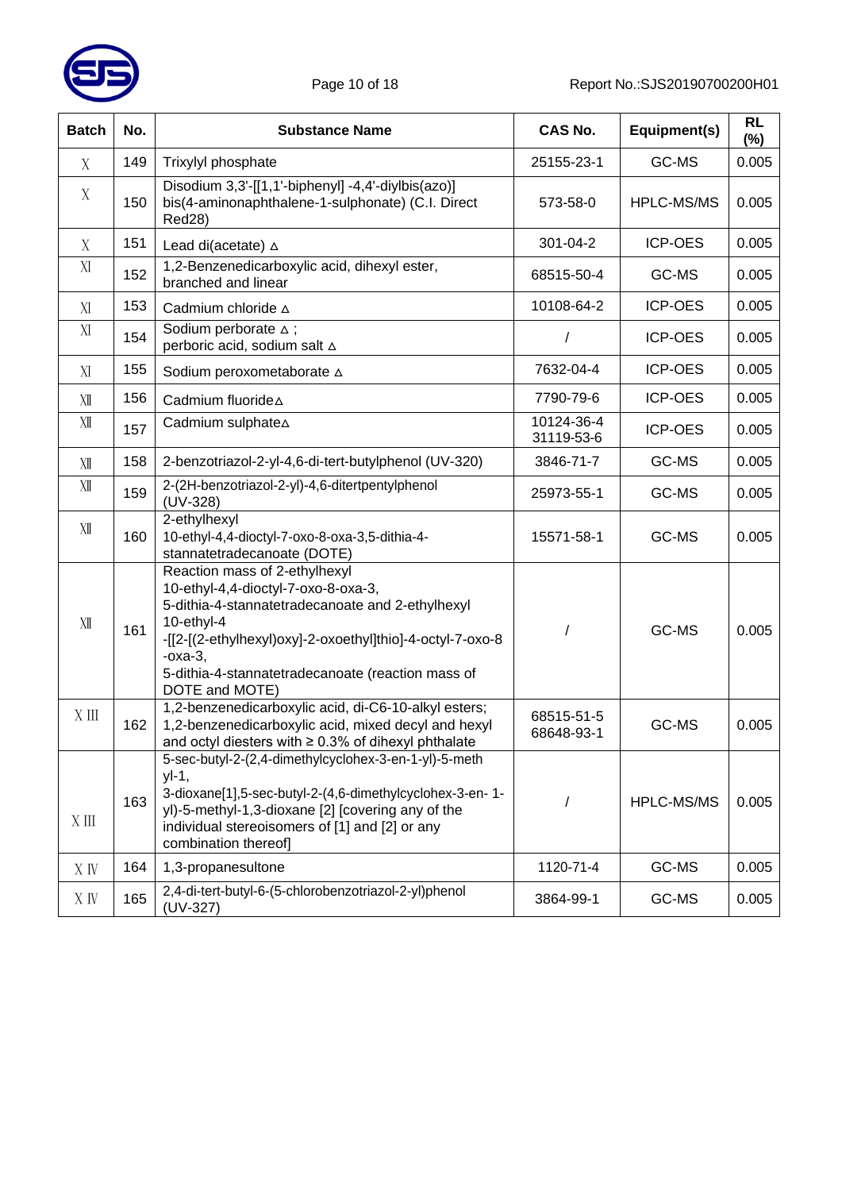| Batch | No. | Substance Name | CAS No. | Equipment(s) | RL (%) |
|---|---|---|---|---|---|
| Ⅹ | 149 | Trixylyl phosphate | 25155-23-1 | GC-MS | 0.005 |
| Ⅹ | 150 | Disodium 3,3'-[[1,1'-biphenyl] -4,4'-diylbis(azo)] bis(4-aminonaphthalene-1-sulphonate) (C.I. Direct Red28) | 573-58-0 | HPLC-MS/MS | 0.005 |
| Ⅹ | 151 | Lead di(acetate) ∆ | 301-04-2 | ICP-OES | 0.005 |
| Ⅺ | 152 | 1,2-Benzenedicarboxylic acid, dihexyl ester, branched and linear | 68515-50-4 | GC-MS | 0.005 |
| Ⅺ | 153 | Cadmium chloride ∆ | 10108-64-2 | ICP-OES | 0.005 |
| Ⅺ | 154 | Sodium perborate ∆ ; perboric acid, sodium salt ∆ | / | ICP-OES | 0.005 |
| Ⅺ | 155 | Sodium peroxometaborate ∆ | 7632-04-4 | ICP-OES | 0.005 |
| Ⅻ | 156 | Cadmium fluoride∆ | 7790-79-6 | ICP-OES | 0.005 |
| Ⅻ | 157 | Cadmium sulphate∆ | 10124-36-4 31119-53-6 | ICP-OES | 0.005 |
| Ⅻ | 158 | 2-benzotriazol-2-yl-4,6-di-tert-butylphenol (UV-320) | 3846-71-7 | GC-MS | 0.005 |
| Ⅻ | 159 | 2-(2H-benzotriazol-2-yl)-4,6-ditertpentylphenol (UV-328) | 25973-55-1 | GC-MS | 0.005 |
| Ⅻ | 160 | 2-ethylhexyl 10-ethyl-4,4-dioctyl-7-oxo-8-oxa-3,5-dithia-4-stannatetradecanoate (DOTE) | 15571-58-1 | GC-MS | 0.005 |
| Ⅻ | 161 | Reaction mass of 2-ethylhexyl 10-ethyl-4,4-dioctyl-7-oxo-8-oxa-3, 5-dithia-4-stannatetradecanoate and 2-ethylhexyl 10-ethyl-4 -[[2-[(2-ethylhexyl)oxy]-2-oxoethyl]thio]-4-octyl-7-oxo-8 -oxa-3, 5-dithia-4-stannatetradecanoate (reaction mass of DOTE and MOTE) | / | GC-MS | 0.005 |
| ⅩⅢ | 162 | 1,2-benzenedicarboxylic acid, di-C6-10-alkyl esters; 1,2-benzenedicarboxylic acid, mixed decyl and hexyl and octyl diesters with ≥ 0.3% of dihexyl phthalate | 68515-51-5 68648-93-1 | GC-MS | 0.005 |
| ⅩⅢ | 163 | 5-sec-butyl-2-(2,4-dimethylcyclohex-3-en-1-yl)-5-methyl-1, 3-dioxane[1],5-sec-butyl-2-(4,6-dimethylcyclohex-3-en- 1-yl)-5-methyl-1,3-dioxane [2] [covering any of the individual stereoisomers of [1] and [2] or any combination thereof] | / | HPLC-MS/MS | 0.005 |
| ⅩⅣ | 164 | 1,3-propanesultone | 1120-71-4 | GC-MS | 0.005 |
| ⅩⅣ | 165 | 2,4-di-tert-butyl-6-(5-chlorobenzotriazol-2-yl)phenol (UV-327) | 3864-99-1 | GC-MS | 0.005 |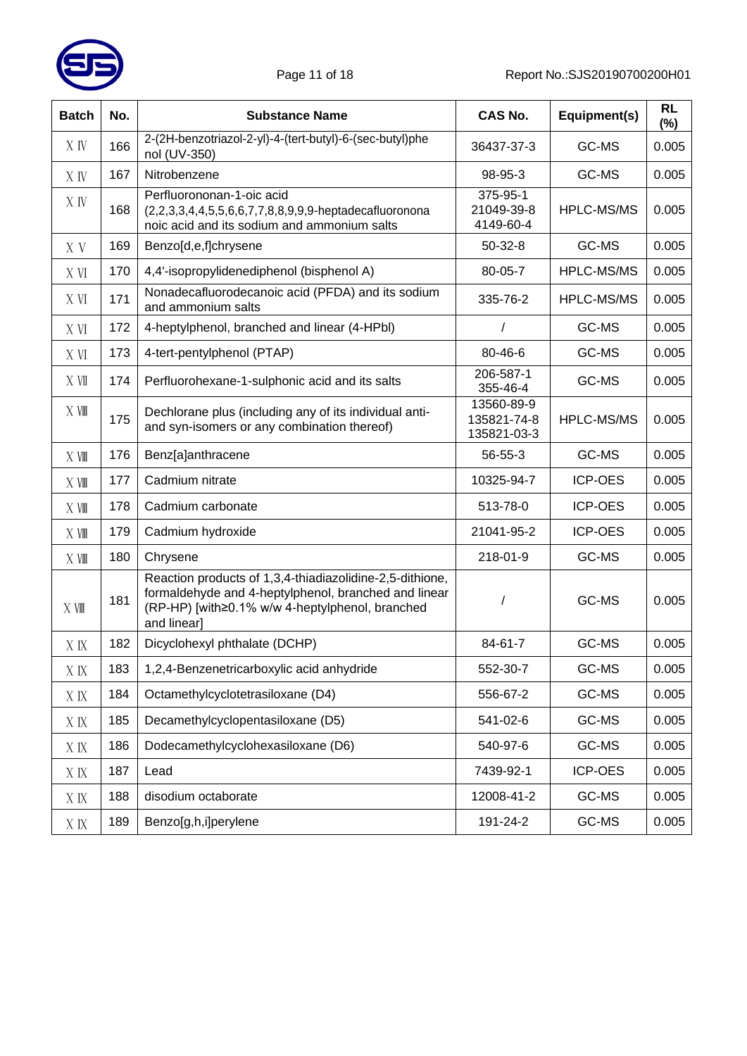| Batch | No. | Substance Name | CAS No. | Equipment(s) | RL (%) |
|---|---|---|---|---|---|
| XIV | 166 | 2-(2H-benzotriazol-2-yl)-4-(tert-butyl)-6-(sec-butyl)phenol (UV-350) | 36437-37-3 | GC-MS | 0.005 |
| XIV | 167 | Nitrobenzene | 98-95-3 | GC-MS | 0.005 |
| XIV | 168 | Perfluorononan-1-oic acid (2,2,3,3,4,4,5,5,6,6,7,7,8,8,9,9,9-heptadecafluorononanoic acid and its sodium and ammonium salts | 375-95-1<br>21049-39-8<br>4149-60-4 | HPLC-MS/MS | 0.005 |
| XV | 169 | Benzo[d,e,f]chrysene | 50-32-8 | GC-MS | 0.005 |
| XVI | 170 | 4,4'-isopropylidenediphenol (bisphenol A) | 80-05-7 | HPLC-MS/MS | 0.005 |
| XVI | 171 | Nonadecafluorodecanoic acid (PFDA) and its sodium and ammonium salts | 335-76-2 | HPLC-MS/MS | 0.005 |
| XVI | 172 | 4-heptylphenol, branched and linear (4-HPbl) | / | GC-MS | 0.005 |
| XVI | 173 | 4-tert-pentylphenol (PTAP) | 80-46-6 | GC-MS | 0.005 |
| XVII | 174 | Perfluorohexane-1-sulphonic acid and its salts | 206-587-1<br>355-46-4 | GC-MS | 0.005 |
| XVIII | 175 | Dechlorane plus (including any of its individual anti- and syn-isomers or any combination thereof) | 13560-89-9<br>135821-74-8<br>135821-03-3 | HPLC-MS/MS | 0.005 |
| XVIII | 176 | Benz[a]anthracene | 56-55-3 | GC-MS | 0.005 |
| XVIII | 177 | Cadmium nitrate | 10325-94-7 | ICP-OES | 0.005 |
| XVIII | 178 | Cadmium carbonate | 513-78-0 | ICP-OES | 0.005 |
| XVIII | 179 | Cadmium hydroxide | 21041-95-2 | ICP-OES | 0.005 |
| XVIII | 180 | Chrysene | 218-01-9 | GC-MS | 0.005 |
| XVIII | 181 | Reaction products of 1,3,4-thiadiazolidine-2,5-dithione, formaldehyde and 4-heptylphenol, branched and linear (RP-HP) [with≥0.1% w/w 4-heptylphenol, branched and linear] | / | GC-MS | 0.005 |
| XIX | 182 | Dicyclohexyl phthalate (DCHP) | 84-61-7 | GC-MS | 0.005 |
| XIX | 183 | 1,2,4-Benzenetricarboxylic acid anhydride | 552-30-7 | GC-MS | 0.005 |
| XIX | 184 | Octamethylcyclotetrasiloxane (D4) | 556-67-2 | GC-MS | 0.005 |
| XIX | 185 | Decamethylcyclopentasiloxane (D5) | 541-02-6 | GC-MS | 0.005 |
| XIX | 186 | Dodecamethylcyclohexasiloxane (D6) | 540-97-6 | GC-MS | 0.005 |
| XIX | 187 | Lead | 7439-92-1 | ICP-OES | 0.005 |
| XIX | 188 | disodium octaborate | 12008-41-2 | GC-MS | 0.005 |
| XIX | 189 | Benzo[g,h,i]perylene | 191-24-2 | GC-MS | 0.005 |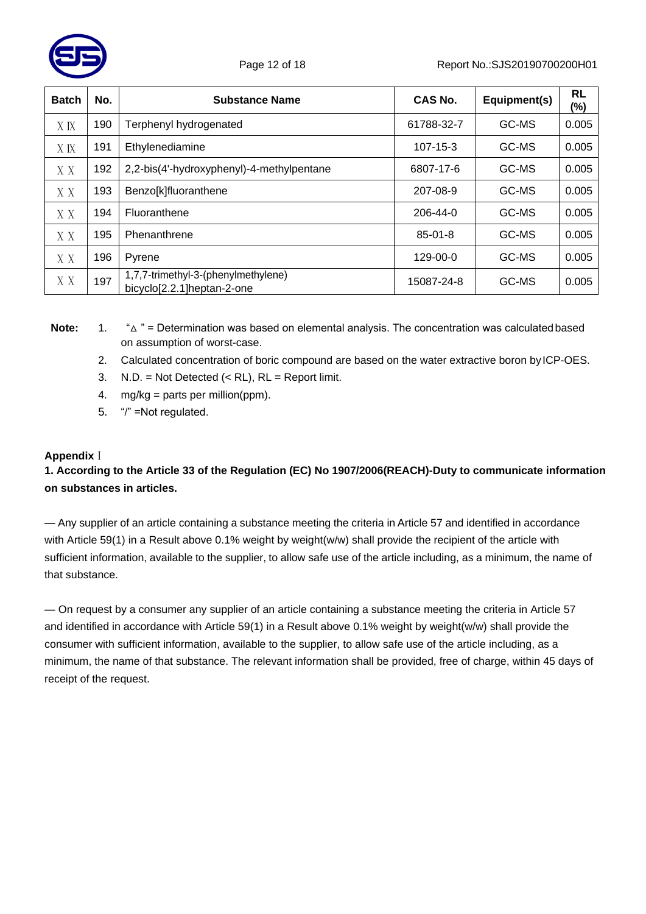| Batch | No. | Substance Name | CAS No. | Equipment(s) | RL (%) |
|---|---|---|---|---|---|
| ⅩⅨ | 190 | Terphenyl hydrogenated | 61788-32-7 | GC-MS | 0.005 |
| ⅩⅨ | 191 | Ethylenediamine | 107-15-3 | GC-MS | 0.005 |
| ⅩⅩ | 192 | 2,2-bis(4'-hydroxyphenyl)-4-methylpentane | 6807-17-6 | GC-MS | 0.005 |
| ⅩⅩ | 193 | Benzo[k]fluoranthene | 207-08-9 | GC-MS | 0.005 |
| ⅩⅩ | 194 | Fluoranthene | 206-44-0 | GC-MS | 0.005 |
| ⅩⅩ | 195 | Phenanthrene | 85-01-8 | GC-MS | 0.005 |
| ⅩⅩ | 196 | Pyrene | 129-00-0 | GC-MS | 0.005 |
| ⅩⅩ | 197 | 1,7,7-trimethyl-3-(phenylmethylene) bicyclo[2.2.1]heptan-2-one | 15087-24-8 | GC-MS | 0.005 |

**Note:**

1. "△" = Determination was based on elemental analysis. The concentration was calculated based on assumption of worst-case.
2. Calculated concentration of boric compound are based on the water extractive boron by ICP-OES.
3. N.D. = Not Detected (< RL), RL = Report limit.
4. mg/kg = parts per million(ppm).
5. "/" =Not regulated.

**Appendix Ⅰ**

**1. According to the Article 33 of the Regulation (EC) No 1907/2006(REACH)-Duty to communicate information on substances in articles.**

— Any supplier of an article containing a substance meeting the criteria in Article 57 and identified in accordance with Article 59(1) in a Result above 0.1% weight by weight(w/w) shall provide the recipient of the article with sufficient information, available to the supplier, to allow safe use of the article including, as a minimum, the name of that substance.

— On request by a consumer any supplier of an article containing a substance meeting the criteria in Article 57 and identified in accordance with Article 59(1) in a Result above 0.1% weight by weight(w/w) shall provide the consumer with sufficient information, available to the supplier, to allow safe use of the article including, as a minimum, the name of that substance. The relevant information shall be provided, free of charge, within 45 days of receipt of the request.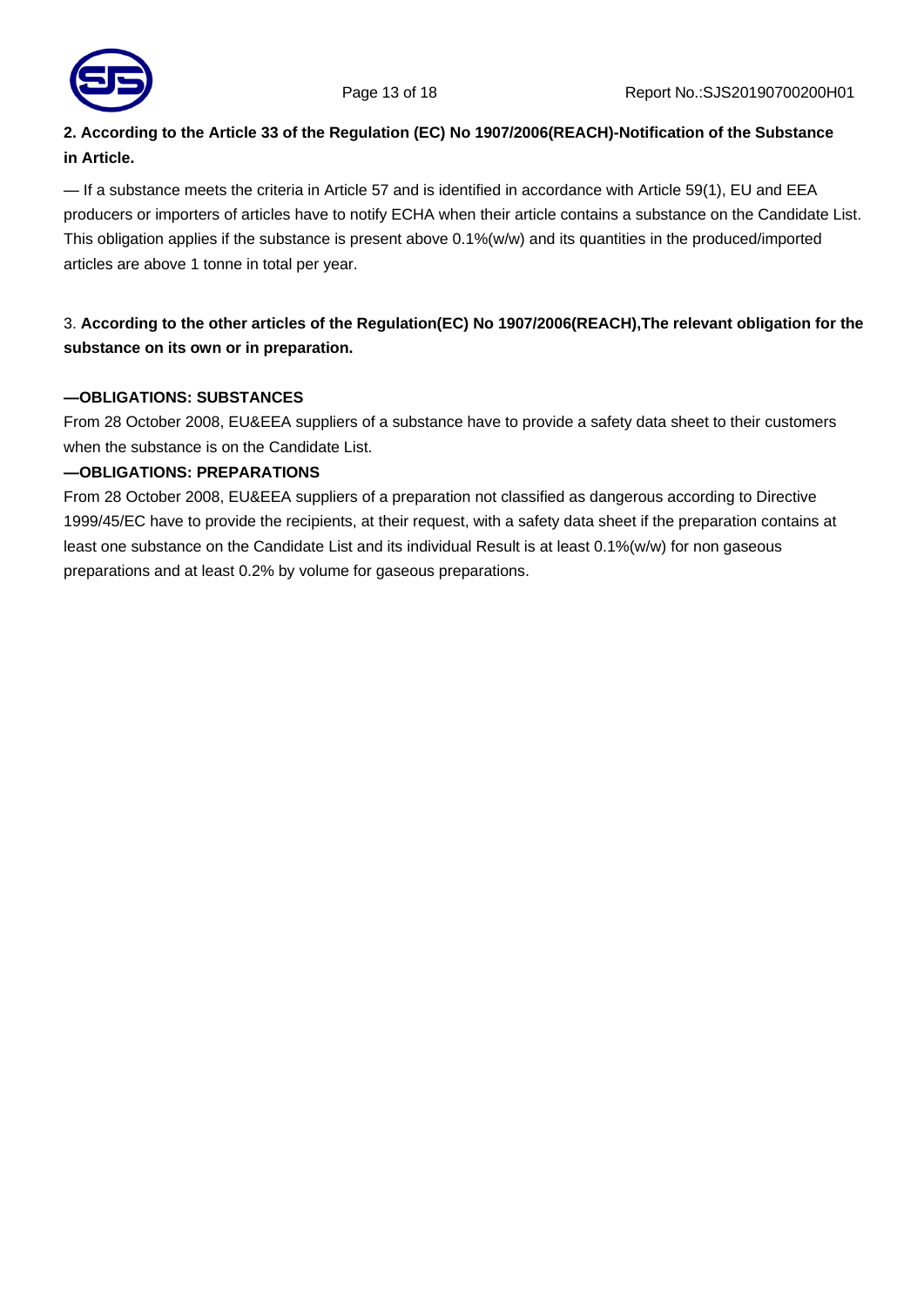**2. According to the Article 33 of the Regulation (EC) No 1907/2006(REACH)-Notification of the Substance in Article.**

— If a substance meets the criteria in Article 57 and is identified in accordance with Article 59(1), EU and EEA producers or importers of articles have to notify ECHA when their article contains a substance on the Candidate List. This obligation applies if the substance is present above 0.1%(w/w) and its quantities in the produced/imported articles are above 1 tonne in total per year.

3. **According to the other articles of the Regulation(EC) No 1907/2006(REACH),The relevant obligation for the substance on its own or in preparation.**

**—OBLIGATIONS: SUBSTANCES**

From 28 October 2008, EU&EEA suppliers of a substance have to provide a safety data sheet to their customers when the substance is on the Candidate List.

**—OBLIGATIONS: PREPARATIONS**

From 28 October 2008, EU&EEA suppliers of a preparation not classified as dangerous according to Directive 1999/45/EC have to provide the recipients, at their request, with a safety data sheet if the preparation contains at least one substance on the Candidate List and its individual Result is at least 0.1%(w/w) for non gaseous preparations and at least 0.2% by volume for gaseous preparations.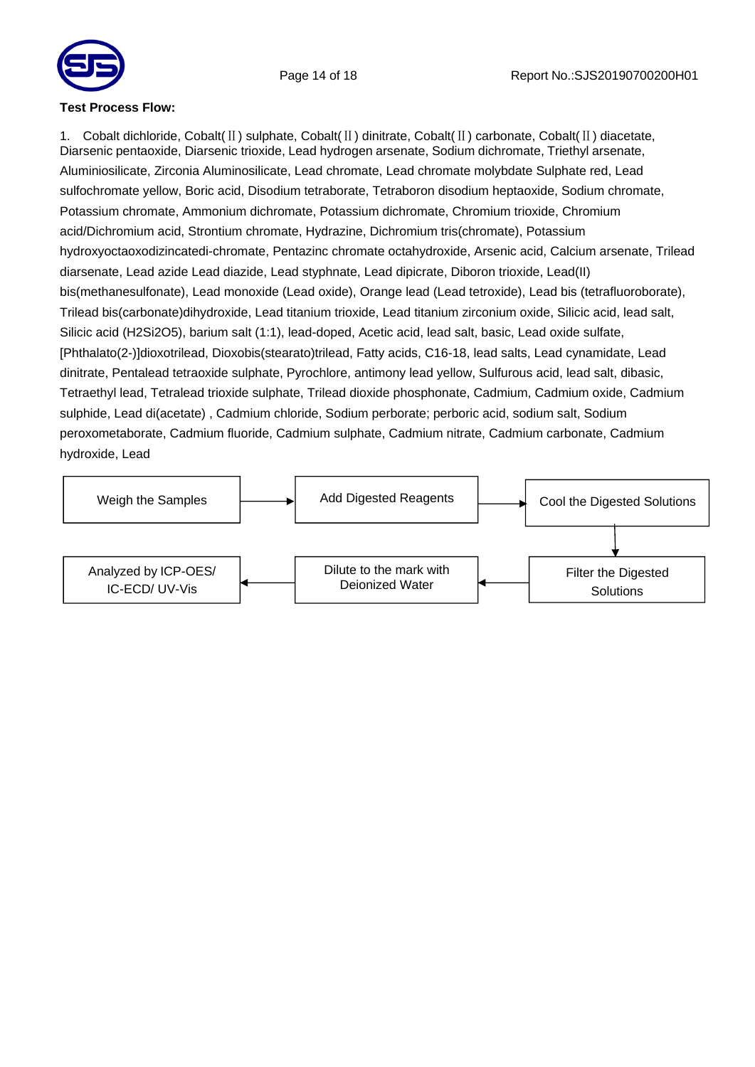**Test Process Flow:**

1. Cobalt dichloride, Cobalt(Ⅱ) sulphate, Cobalt(Ⅱ) dinitrate, Cobalt(Ⅱ) carbonate, Cobalt(Ⅱ) diacetate, Diarsenic pentaoxide, Diarsenic trioxide, Lead hydrogen arsenate, Sodium dichromate, Triethyl arsenate, Aluminiosilicate, Zirconia Aluminosilicate, Lead chromate, Lead chromate molybdate Sulphate red, Lead sulfochromate yellow, Boric acid, Disodium tetraborate, Tetraboron disodium heptaoxide, Sodium chromate, Potassium chromate, Ammonium dichromate, Potassium dichromate, Chromium trioxide, Chromium acid/Dichromium acid, Strontium chromate, Hydrazine, Dichromium tris(chromate), Potassium hydroxyoctaoxodizincatedi-chromate, Pentazinc chromate octahydroxide, Arsenic acid, Calcium arsenate, Trilead diarsenate, Lead azide Lead diazide, Lead styphnate, Lead dipicrate, Diboron trioxide, Lead(II) bis(methanesulfonate), Lead monoxide (Lead oxide), Orange lead (Lead tetroxide), Lead bis (tetrafluoroborate), Trilead bis(carbonate)dihydroxide, Lead titanium trioxide, Lead titanium zirconium oxide, Silicic acid, lead salt, Silicic acid ($H_2Si_2O_5$), barium salt (1:1), lead-doped, Acetic acid, lead salt, basic, Lead oxide sulfate, [Phthalato(2-)]dioxotrilead, Dioxobis(stearato)trilead, Fatty acids, C16-18, lead salts, Lead cynamidate, Lead dinitrate, Pentalead tetraoxide sulphate, Pyrochlore, antimony lead yellow, Sulfurous acid, lead salt, dibasic, Tetraethyl lead, Tetralead trioxide sulphate, Trilead dioxide phosphonate, Cadmium, Cadmium oxide, Cadmium sulphide, Lead di(acetate) , Cadmium chloride, Sodium perborate; perboric acid, sodium salt, Sodium peroxometaborate, Cadmium fluoride, Cadmium sulphate, Cadmium nitrate, Cadmium carbonate, Cadmium hydroxide, Lead

Weigh the Samples → Add Digested Reagents → Cool the Digested Solutions → Filter the Digested Solutions → Dilute to the mark with Deionized Water → Analyzed by ICP-OES/ IC-ECD/ UV-Vis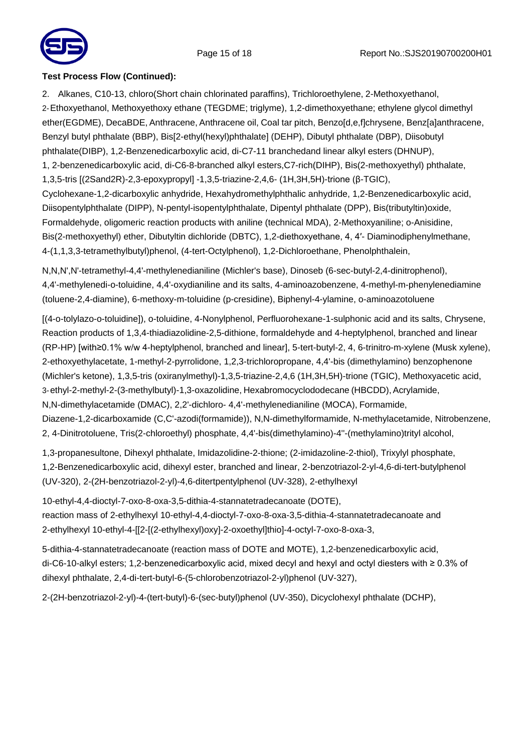**Test Process Flow (Continued):**

2. Alkanes, C10-13, chloro(Short chain chlorinated paraffins), Trichloroethylene, 2-Methoxyethanol, 2-Ethoxyethanol, Methoxyethoxy ethane (TEGDME; triglyme), 1,2-dimethoxyethane; ethylene glycol dimethyl ether(EGDME), DecaBDE, Anthracene, Anthracene oil, Coal tar pitch, Benzo[d,e,f]chrysene, Benz[a]anthracene, Benzyl butyl phthalate (BBP), Bis[2-ethyl(hexyl)phthalate] (DEHP), Dibutyl phthalate (DBP), Diisobutyl phthalate(DIBP), 1,2-Benzenedicarboxylic acid, di-C7-11 branchedand linear alkyl esters (DHNUP), 1, 2-benzenedicarboxylic acid, di-C6-8-branched alkyl esters,C7-rich(DIHP), Bis(2-methoxyethyl) phthalate, 1,3,5-tris [(2Sand2R)-2,3-epoxypropyl] -1,3,5-triazine-2,4,6- (1H,3H,5H)-trione (β-TGIC), Cyclohexane-1,2-dicarboxylic anhydride, Hexahydromethylphthalic anhydride, 1,2-Benzenedicarboxylic acid, Diisopentylphthalate (DIPP), N-pentyl-isopentylphthalate, Dipentyl phthalate (DPP), Bis(tributyltin)oxide, Formaldehyde, oligomeric reaction products with aniline (technical MDA), 2-Methoxyaniline; o-Anisidine, Bis(2-methoxyethyl) ether, Dibutyltin dichloride (DBTC), 1,2-diethoxyethane, 4, 4′- Diaminodiphenylmethane, 4-(1,1,3,3-tetramethylbutyl)phenol, (4-tert-Octylphenol), 1,2-Dichloroethane, Phenolphthalein,

N,N,N',N'-tetramethyl-4,4'-methylenedianiline (Michler's base), Dinoseb (6-sec-butyl-2,4-dinitrophenol), 4,4'-methylenedi-o-toluidine, 4,4'-oxydianiline and its salts, 4-aminoazobenzene, 4-methyl-m-phenylenediamine (toluene-2,4-diamine), 6-methoxy-m-toluidine (p-cresidine), Biphenyl-4-ylamine, o-aminoazotoluene

[(4-o-tolylazo-o-toluidine]), o-toluidine, 4-Nonylphenol, Perfluorohexane-1-sulphonic acid and its salts, Chrysene, Reaction products of 1,3,4-thiadiazolidine-2,5-dithione, formaldehyde and 4-heptylphenol, branched and linear (RP-HP) [with≥0.1% w/w 4-heptylphenol, branched and linear], 5-tert-butyl-2, 4, 6-trinitro-m-xylene (Musk xylene), 2-ethoxyethylacetate, 1-methyl-2-pyrrolidone, 1,2,3-trichloropropane, 4,4'-bis (dimethylamino) benzophenone (Michler's ketone), 1,3,5-tris (oxiranylmethyl)-1,3,5-triazine-2,4,6 (1H,3H,5H)-trione (TGIC), Methoxyacetic acid, 3-ethyl-2-methyl-2-(3-methylbutyl)-1,3-oxazolidine, Hexabromocyclododecane (HBCDD), Acrylamide, N,N-dimethylacetamide (DMAC), 2,2'-dichloro- 4,4'-methylenedianiline (MOCA), Formamide, Diazene-1,2-dicarboxamide (C,C'-azodi(formamide)), N,N-dimethylformamide, N-methylacetamide, Nitrobenzene, 2, 4-Dinitrotoluene, Tris(2-chloroethyl) phosphate, 4,4'-bis(dimethylamino)-4''-(methylamino)trityl alcohol,

1,3-propanesultone, Dihexyl phthalate, Imidazolidine-2-thione; (2-imidazoline-2-thiol), Trixylyl phosphate, 1,2-Benzenedicarboxylic acid, dihexyl ester, branched and linear, 2-benzotriazol-2-yl-4,6-di-tert-butylphenol (UV-320), 2-(2H-benzotriazol-2-yl)-4,6-ditertpentylphenol (UV-328), 2-ethylhexyl

10-ethyl-4,4-dioctyl-7-oxo-8-oxa-3,5-dithia-4-stannatetradecanoate (DOTE), reaction mass of 2-ethylhexyl 10-ethyl-4,4-dioctyl-7-oxo-8-oxa-3,5-dithia-4-stannatetradecanoate and 2-ethylhexyl 10-ethyl-4-[[2-[(2-ethylhexyl)oxy]-2-oxoethyl]thio]-4-octyl-7-oxo-8-oxa-3,

5-dithia-4-stannatetradecanoate (reaction mass of DOTE and MOTE), 1,2-benzenedicarboxylic acid, di-C6-10-alkyl esters; 1,2-benzenedicarboxylic acid, mixed decyl and hexyl and octyl diesters with ≥ 0.3% of dihexyl phthalate, 2,4-di-tert-butyl-6-(5-chlorobenzotriazol-2-yl)phenol (UV-327),

2-(2H-benzotriazol-2-yl)-4-(tert-butyl)-6-(sec-butyl)phenol (UV-350), Dicyclohexyl phthalate (DCHP),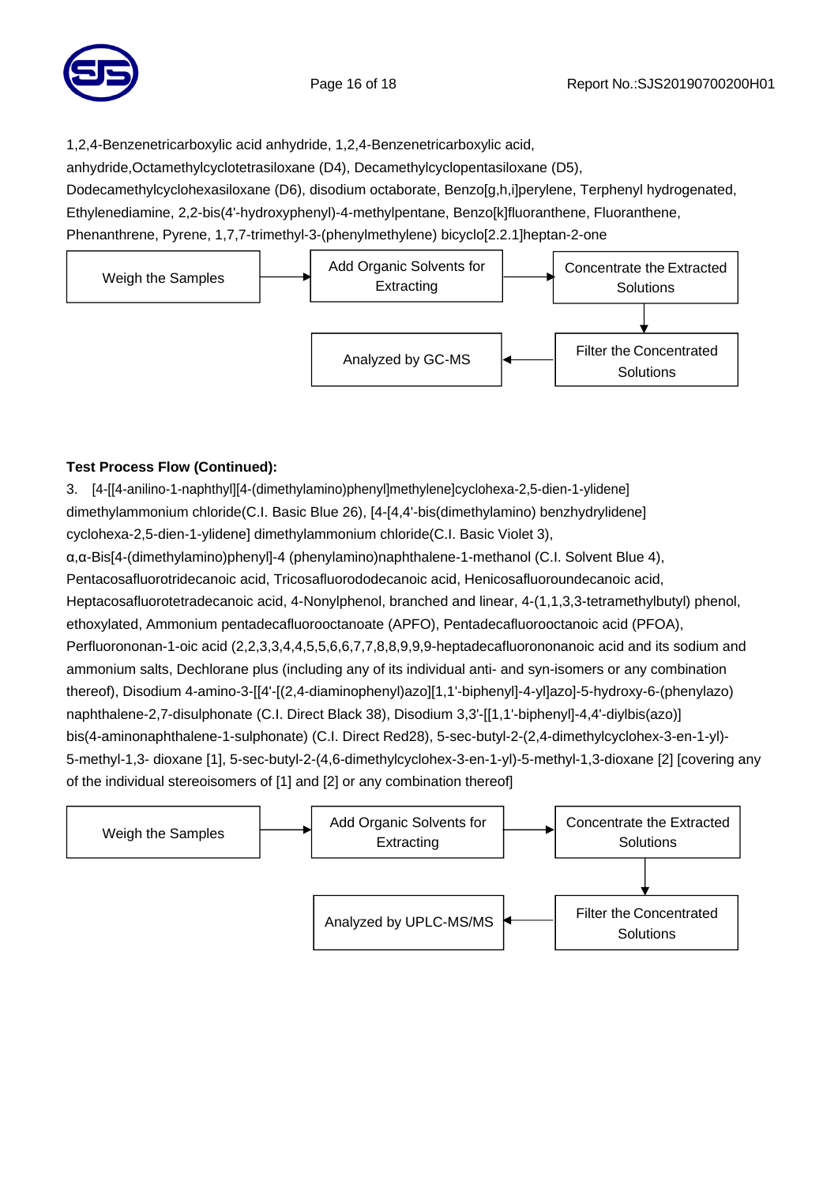1,2,4-Benzenetricarboxylic acid anhydride, 1,2,4-Benzenetricarboxylic acid, anhydride,Octamethylcyclotetrasiloxane (D4), Decamethylcyclopentasiloxane (D5), Dodecamethylcyclohexasiloxane (D6), disodium octaborate, Benzo[g,h,i]perylene, Terphenyl hydrogenated, Ethylenediamine, 2,2-bis(4'-hydroxyphenyl)-4-methylpentane, Benzo[k]fluoranthene, Fluoranthene, Phenanthrene, Pyrene, 1,7,7-trimethyl-3-(phenylmethylene) bicyclo[2.2.1]heptan-2-one

Weigh the Samples → Add Organic Solvents for Extracting → Concentrate the Extracted Solutions → Filter the Concentrated Solutions → Analyzed by GC-MS

**Test Process Flow (Continued):**

3. [4-[[4-anilino-1-naphthyl][4-(dimethylamino)phenyl]methylene]cyclohexa-2,5-dien-1-ylidene] dimethylammonium chloride(C.I. Basic Blue 26), [4-[4,4'-bis(dimethylamino) benzhydrylidene] cyclohexa-2,5-dien-1-ylidene] dimethylammonium chloride(C.I. Basic Violet 3), α,α-Bis[4-(dimethylamino)phenyl]-4 (phenylamino)naphthalene-1-methanol (C.I. Solvent Blue 4), Pentacosafluorotridecanoic acid, Tricosafluorododecanoic acid, Henicosafluoroundecanoic acid, Heptacosafluorotetradecanoic acid, 4-Nonylphenol, branched and linear, 4-(1,1,3,3-tetramethylbutyl) phenol, ethoxylated, Ammonium pentadecafluorooctanoate (APFO), Pentadecafluorooctanoic acid (PFOA), Perfluorononan-1-oic acid (2,2,3,3,4,4,5,5,6,6,7,7,8,8,9,9,9-heptadecafluorononanoic acid and its sodium and ammonium salts, Dechlorane plus (including any of its individual anti- and syn-isomers or any combination thereof), Disodium 4-amino-3-[[4'-[(2,4-diaminophenyl)azo][1,1'-biphenyl]-4-yl]azo]-5-hydroxy-6-(phenylazo) naphthalene-2,7-disulphonate (C.I. Direct Black 38), Disodium 3,3'-[[1,1'-biphenyl]-4,4'-diylbis(azo)] bis(4-aminonaphthalene-1-sulphonate) (C.I. Direct Red28), 5-sec-butyl-2-(2,4-dimethylcyclohex-3-en-1-yl)-5-methyl-1,3- dioxane [1], 5-sec-butyl-2-(4,6-dimethylcyclohex-3-en-1-yl)-5-methyl-1,3-dioxane [2] [covering any of the individual stereoisomers of [1] and [2] or any combination thereof]

Weigh the Samples → Add Organic Solvents for Extracting → Concentrate the Extracted Solutions → Filter the Concentrated Solutions → Analyzed by UPLC-MS/MS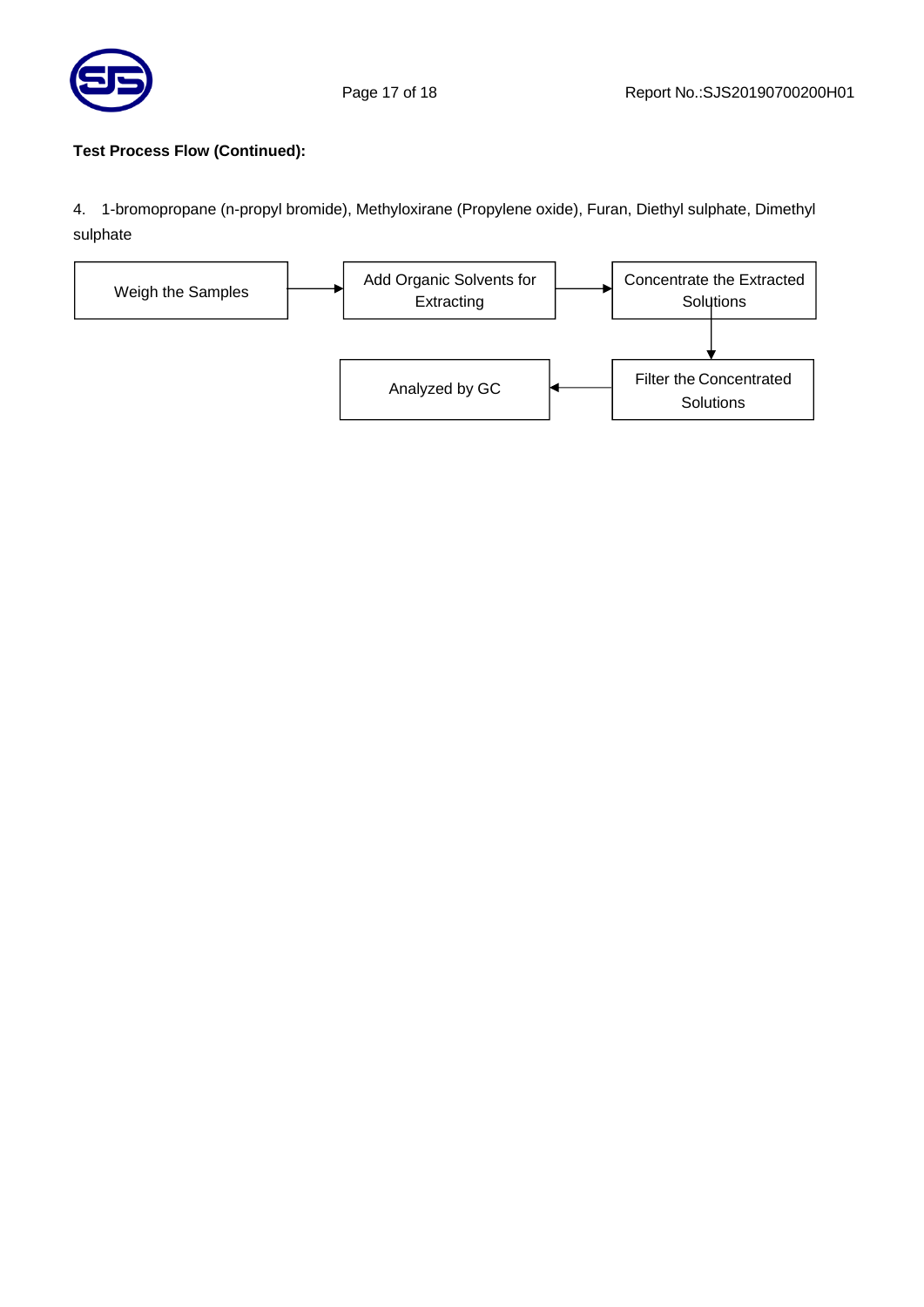**Test Process Flow (Continued):**

4. 1-bromopropane (n-propyl bromide), Methyloxirane (Propylene oxide), Furan, Diethyl sulphate, Dimethyl sulphate

Weigh the Samples → Add Organic Solvents for Extracting → Concentrate the Extracted Solutions → Filter the Concentrated Solutions → Analyzed by GC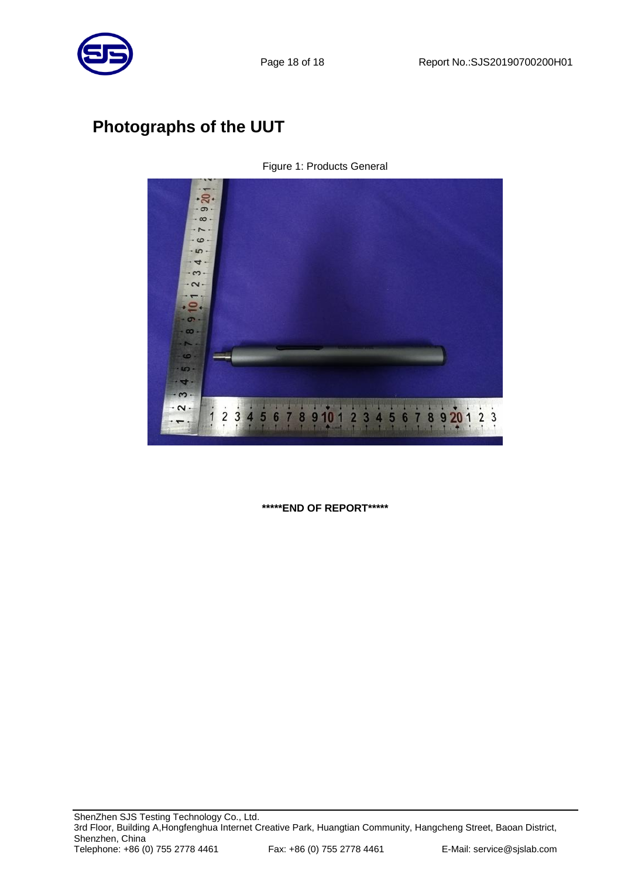# Photographs of the UUT

Figure 1: Products General

**\*\*\*\*\*END OF REPORT\*\*\*\*\***

ShenZhen SJS Testing Technology Co., Ltd.
3rd Floor, Building A,Hongfenghua Internet Creative Park, Huangtian Community, Hangcheng Street, Baoan District, Shenzhen, China
Telephone: +86 (0) 755 2778 4461 Fax: +86 (0) 755 2778 4461 E-Mail: service@sjslab.com